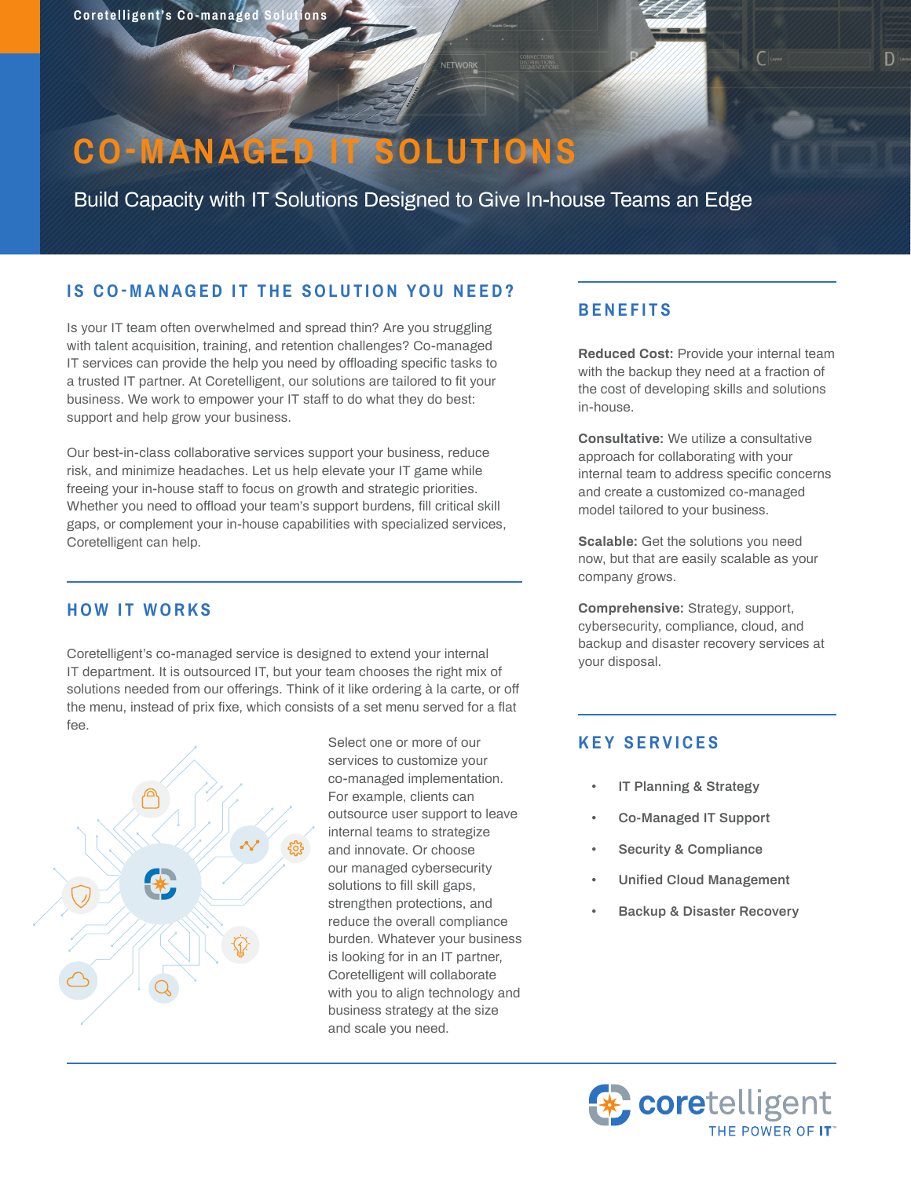Coretelligent's Co-managed Solutions

# CO-MANAGED IT SOLUTIONS

Build Capacity with IT Solutions Designed to Give In-house Teams an Edge

## IS CO-MANAGED IT THE SOLUTION YOU NEED?

Is your IT team often overwhelmed and spread thin? Are you struggling with talent acquisition, training, and retention challenges? Co-managed IT services can provide the help you need by offloading specific tasks to a trusted IT partner. At Coretelligent, our solutions are tailored to fit your business. We work to empower your IT staff to do what they do best: support and help grow your business.

Our best-in-class collaborative services support your business, reduce risk, and minimize headaches. Let us help elevate your IT game while freeing your in-house staff to focus on growth and strategic priorities. Whether you need to offload your team's support burdens, fill critical skill gaps, or complement your in-house capabilities with specialized services, Coretelligent can help.

## HOW IT WORKS

Coretelligent's co-managed service is designed to extend your internal IT department. It is outsourced IT, but your team chooses the right mix of solutions needed from our offerings. Think of it like ordering à la carte, or off the menu, instead of prix fixe, which consists of a set menu served for a flat fee.

Select one or more of our services to customize your co-managed implementation. For example, clients can outsource user support to leave internal teams to strategize and innovate. Or choose our managed cybersecurity solutions to fill skill gaps, strengthen protections, and reduce the overall compliance burden. Whatever your business is looking for in an IT partner, Coretelligent will collaborate with you to align technology and business strategy at the size and scale you need.

## BENEFITS

**Reduced Cost:** Provide your internal team with the backup they need at a fraction of the cost of developing skills and solutions in-house.

**Consultative:** We utilize a consultative approach for collaborating with your internal team to address specific concerns and create a customized co-managed model tailored to your business.

**Scalable:** Get the solutions you need now, but that are easily scalable as your company grows.

**Comprehensive:** Strategy, support, cybersecurity, compliance, cloud, and backup and disaster recovery services at your disposal.

## KEY SERVICES

- **IT Planning & Strategy**
- **Co-Managed IT Support**
- **Security & Compliance**
- **Unified Cloud Management**
- **Backup & Disaster Recovery**

coretelligent
THE POWER OF IT™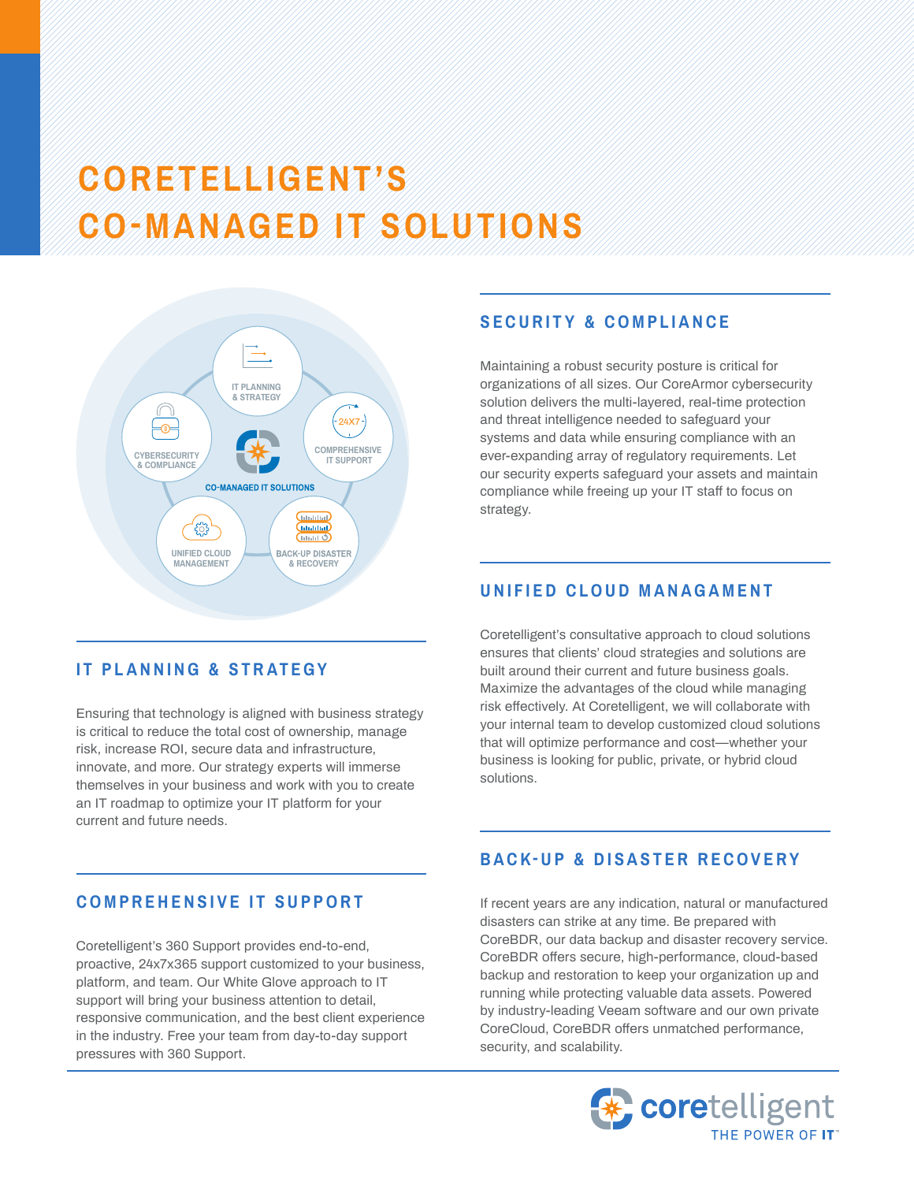# CORETELLIGENT'S CO-MANAGED IT SOLUTIONS

IT PLANNING & STRATEGY

COMPREHENSIVE IT SUPPORT

CYBERSECURITY & COMPLIANCE

CO-MANAGED IT SOLUTIONS

UNIFIED CLOUD MANAGEMENT

BACK-UP DISASTER & RECOVERY

## IT PLANNING & STRATEGY

Ensuring that technology is aligned with business strategy is critical to reduce the total cost of ownership, manage risk, increase ROI, secure data and infrastructure, innovate, and more. Our strategy experts will immerse themselves in your business and work with you to create an IT roadmap to optimize your IT platform for your current and future needs.

## COMPREHENSIVE IT SUPPORT

Coretelligent's 360 Support provides end-to-end, proactive, 24x7x365 support customized to your business, platform, and team. Our White Glove approach to IT support will bring your business attention to detail, responsive communication, and the best client experience in the industry. Free your team from day-to-day support pressures with 360 Support.

## SECURITY & COMPLIANCE

Maintaining a robust security posture is critical for organizations of all sizes. Our CoreArmor cybersecurity solution delivers the multi-layered, real-time protection and threat intelligence needed to safeguard your systems and data while ensuring compliance with an ever-expanding array of regulatory requirements. Let our security experts safeguard your assets and maintain compliance while freeing up your IT staff to focus on strategy.

## UNIFIED CLOUD MANAGAMENT

Coretelligent's consultative approach to cloud solutions ensures that clients' cloud strategies and solutions are built around their current and future business goals. Maximize the advantages of the cloud while managing risk effectively. At Coretelligent, we will collaborate with your internal team to develop customized cloud solutions that will optimize performance and cost—whether your business is looking for public, private, or hybrid cloud solutions.

## BACK-UP & DISASTER RECOVERY

If recent years are any indication, natural or manufactured disasters can strike at any time. Be prepared with CoreBDR, our data backup and disaster recovery service. CoreBDR offers secure, high-performance, cloud-based backup and restoration to keep your organization up and running while protecting valuable data assets. Powered by industry-leading Veeam software and our own private CoreCloud, CoreBDR offers unmatched performance, security, and scalability.

coretelligent
THE POWER OF IT™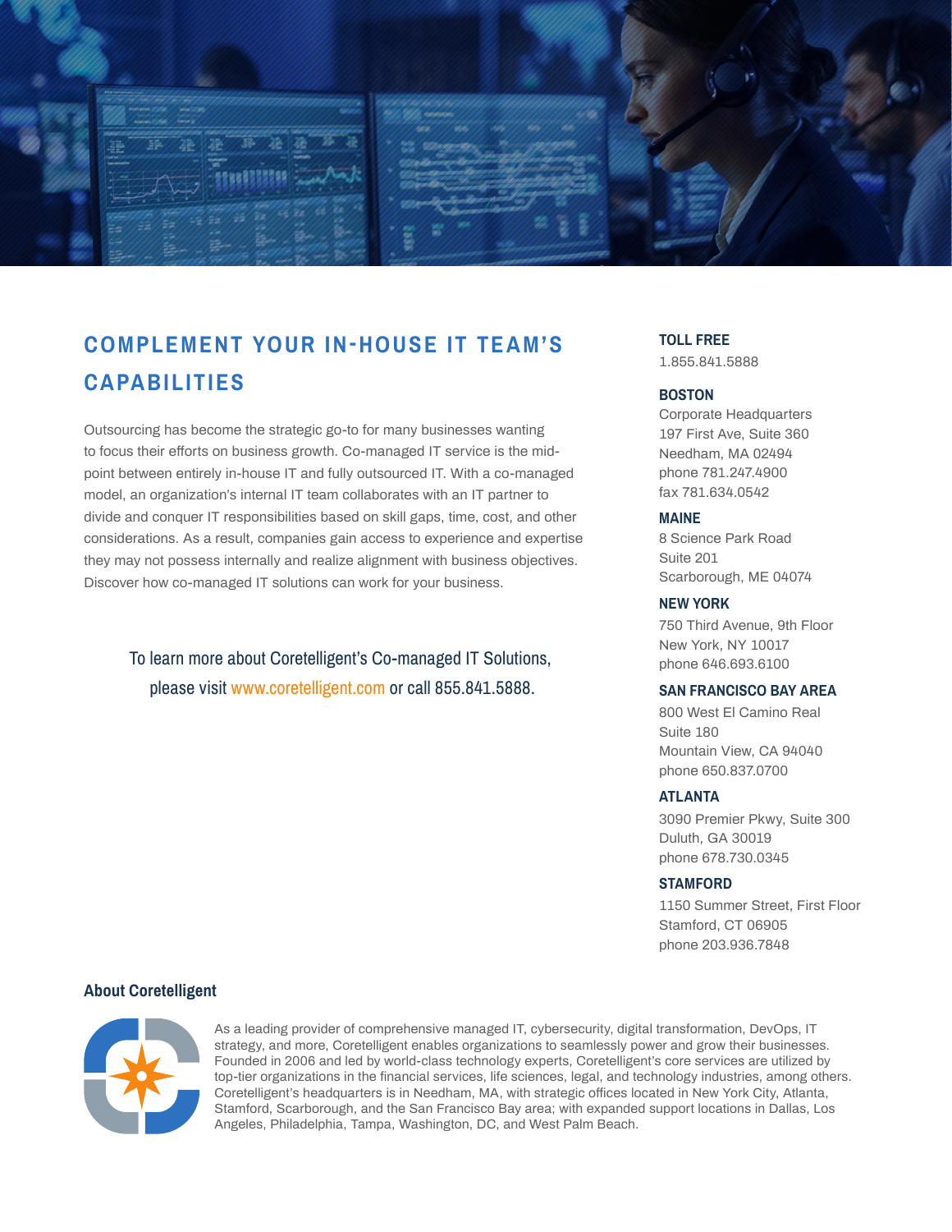## COMPLEMENT YOUR IN-HOUSE IT TEAM'S CAPABILITIES

Outsourcing has become the strategic go-to for many businesses wanting to focus their efforts on business growth. Co-managed IT service is the mid-point between entirely in-house IT and fully outsourced IT. With a co-managed model, an organization's internal IT team collaborates with an IT partner to divide and conquer IT responsibilities based on skill gaps, time, cost, and other considerations. As a result, companies gain access to experience and expertise they may not possess internally and realize alignment with business objectives. Discover how co-managed IT solutions can work for your business.

To learn more about Coretelligent's Co-managed IT Solutions, please visit www.coretelligent.com or call 855.841.5888.

**TOLL FREE**
1.855.841.5888

**BOSTON**
Corporate Headquarters
197 First Ave, Suite 360
Needham, MA 02494
phone 781.247.4900
fax 781.634.0542

**MAINE**
8 Science Park Road
Suite 201
Scarborough, ME 04074

**NEW YORK**
750 Third Avenue, 9th Floor
New York, NY 10017
phone 646.693.6100

**SAN FRANCISCO BAY AREA**
800 West El Camino Real
Suite 180
Mountain View, CA 94040
phone 650.837.0700

**ATLANTA**
3090 Premier Pkwy, Suite 300
Duluth, GA 30019
phone 678.730.0345

**STAMFORD**
1150 Summer Street, First Floor
Stamford, CT 06905
phone 203.936.7848

### About Coretelligent

As a leading provider of comprehensive managed IT, cybersecurity, digital transformation, DevOps, IT strategy, and more, Coretelligent enables organizations to seamlessly power and grow their businesses. Founded in 2006 and led by world-class technology experts, Coretelligent's core services are utilized by top-tier organizations in the financial services, life sciences, legal, and technology industries, among others. Coretelligent's headquarters is in Needham, MA, with strategic offices located in New York City, Atlanta, Stamford, Scarborough, and the San Francisco Bay area; with expanded support locations in Dallas, Los Angeles, Philadelphia, Tampa, Washington, DC, and West Palm Beach.